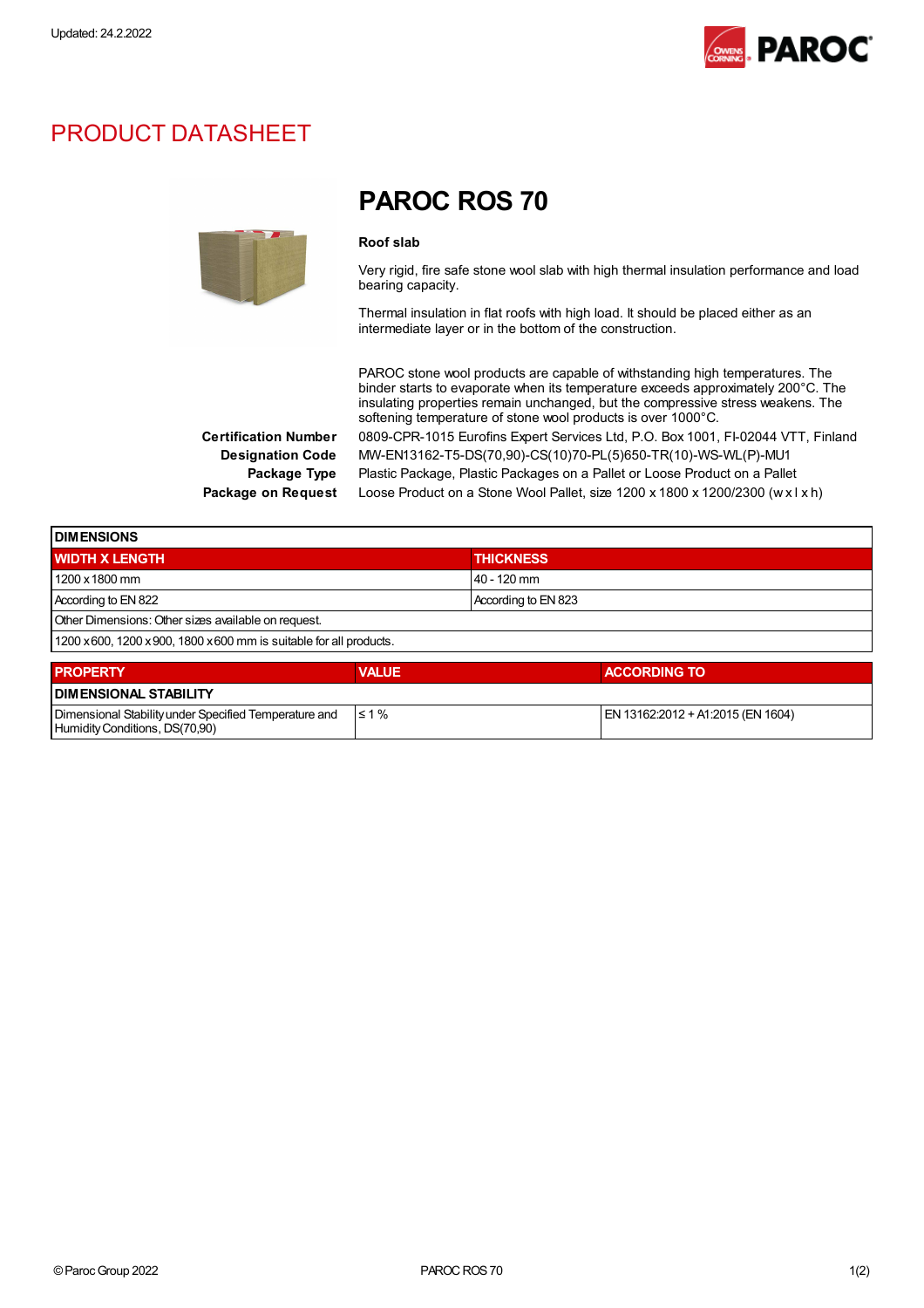Updated: 24.2.2022

# PRODUCT DATASHEET

## PAROC ROS 70

**Roof slab**

Very rigid, fire safe stone wool slab with high thermal insulation performance and load bearing capacity.

Thermal insulation in flat roofs with high load. It should be placed either as an intermediate layer or in the bottom of the construction.

PAROC stone wool products are capable of withstanding high temperatures. The binder starts to evaporate when its temperature exceeds approximately 200°C. The insulating properties remain unchanged, but the compressive stress weakens. The softening temperature of stone wool products is over 1000°C.

| | |
|---|---|
| **Certification Number** | 0809-CPR-1015 Eurofins Expert Services Ltd, P.O. Box 1001, FI-02044 VTT, Finland |
| **Designation Code** | MW-EN13162-T5-DS(70,90)-CS(10)70-PL(5)650-TR(10)-WS-WL(P)-MU1 |
| **Package Type** | Plastic Package, Plastic Packages on a Pallet or Loose Product on a Pallet |
| **Package on Request** | Loose Product on a Stone Wool Pallet, size 1200 x 1800 x 1200/2300 (w x l x h) |

| DIMENSIONS | |
|---|---|
| **WIDTH X LENGTH** | **THICKNESS** |
| 1200 x 1800 mm | 40 - 120 mm |
| According to EN 822 | According to EN 823 |
| Other Dimensions: Other sizes available on request. | |
| 1200 x 600, 1200 x 900, 1800 x 600 mm is suitable for all products. | |

| PROPERTY | VALUE | ACCORDING TO |
|---|---|---|
| **DIMENSIONAL STABILITY** | | |
| Dimensional Stability under Specified Temperature and Humidity Conditions, DS(70,90) | ≤ 1 % | EN 13162:2012 + A1:2015 (EN 1604) |

© Paroc Group 2022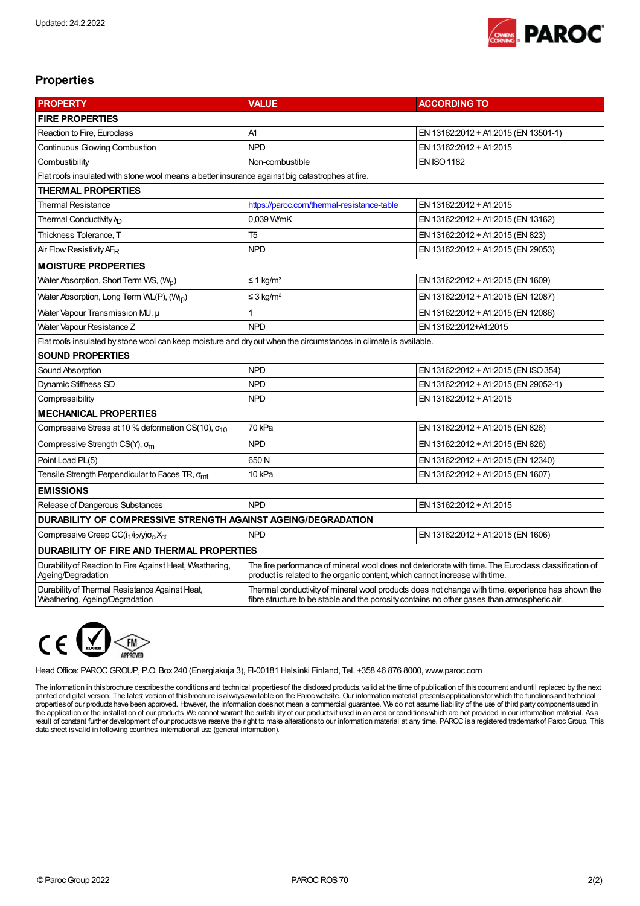Updated: 24.2.2022

## Properties

| PROPERTY | VALUE | ACCORDING TO |
|---|---|---|
| **FIRE PROPERTIES** | | |
| Reaction to Fire, Euroclass | A1 | EN 13162:2012 + A1:2015 (EN 13501-1) |
| Continuous Glowing Combustion | NPD | EN 13162:2012 + A1:2015 |
| Combustibility | Non-combustible | EN ISO 1182 |
| Flat roofs insulated with stone wool means a better insurance against big catastrophes at fire. | | |
| **THERMAL PROPERTIES** | | |
| Thermal Resistance | https://paroc.com/thermal-resistance-table | EN 13162:2012 + A1:2015 |
| Thermal Conductivity $\lambda_D$ | 0,039 W/mK | EN 13162:2012 + A1:2015 (EN 13162) |
| Thickness Tolerance, T | T5 | EN 13162:2012 + A1:2015 (EN 823) |
| Air Flow Resistivity $AF_R$ | NPD | EN 13162:2012 + A1:2015 (EN 29053) |
| **MOISTURE PROPERTIES** | | |
| Water Absorption, Short Term WS, ($W_p$) | ≤ 1 kg/m² | EN 13162:2012 + A1:2015 (EN 1609) |
| Water Absorption, Long Term WL(P), ($W_{lp}$) | ≤ 3 kg/m² | EN 13162:2012 + A1:2015 (EN 12087) |
| Water Vapour Transmission MU, μ | 1 | EN 13162:2012 + A1:2015 (EN 12086) |
| Water Vapour Resistance Z | NPD | EN 13162:2012+A1:2015 |
| Flat roofs insulated by stone wool can keep moisture and dry out when the circumstances in climate is available. | | |
| **SOUND PROPERTIES** | | |
| Sound Absorption | NPD | EN 13162:2012 + A1:2015 (EN ISO 354) |
| Dynamic Stiffness SD | NPD | EN 13162:2012 + A1:2015 (EN 29052-1) |
| Compressibility | NPD | EN 13162:2012 + A1:2015 |
| **MECHANICAL PROPERTIES** | | |
| Compressive Stress at 10 % deformation CS(10), $\sigma_{10}$ | 70 kPa | EN 13162:2012 + A1:2015 (EN 826) |
| Compressive Strength CS(Y), $\sigma_m$ | NPD | EN 13162:2012 + A1:2015 (EN 826) |
| Point Load PL(5) | 650 N | EN 13162:2012 + A1:2015 (EN 12340) |
| Tensile Strength Perpendicular to Faces TR, $\sigma_{mt}$ | 10 kPa | EN 13162:2012 + A1:2015 (EN 1607) |
| **EMISSIONS** | | |
| Release of Dangerous Substances | NPD | EN 13162:2012 + A1:2015 |
| **DURABILITY OF COMPRESSIVE STRENGTH AGAINST AGEING/DEGRADATION** | | |
| Compressive Creep $CC(i_1/i_2/y)\sigma_c X_{ct}$ | NPD | EN 13162:2012 + A1:2015 (EN 1606) |
| **DURABILITY OF FIRE AND THERMAL PROPERTIES** | | |
| Durability of Reaction to Fire Against Heat, Weathering, Ageing/Degradation | The fire performance of mineral wool does not deteriorate with time. The Euroclass classification of product is related to the organic content, which cannot increase with time. | |
| Durability of Thermal Resistance Against Heat, Weathering, Ageing/Degradation | Thermal conductivity of mineral wool products does not change with time, experience has shown the fibre structure to be stable and the porosity contains no other gases than atmospheric air. | |

Head Office: PAROC GROUP, P.O. Box 240 (Energiakuja 3), FI-00181 Helsinki Finland, Tel. +358 46 876 8000, www.paroc.com

The information in this brochure describes the conditions and technical properties of the disclosed products, valid at the time of publication of this document and until replaced by the next printed or digital version. The latest version of this brochure is always available on the Paroc website. Our information material presents applications for which the functions and technical properties of our products have been approved. However, the information does not mean a commercial guarantee. We do not assume liability of the use of third party components used in the application or the installation of our products. We cannot warrant the suitability of our products if used in an area or conditions which are not provided in our information material. As a result of constant further development of our products we reserve the right to make alterations to our information material at any time. PAROC is a registered trademark of Paroc Group. This data sheet is valid in following countries: international use (general information).

© Paroc Group 2022 PAROC ROS 70